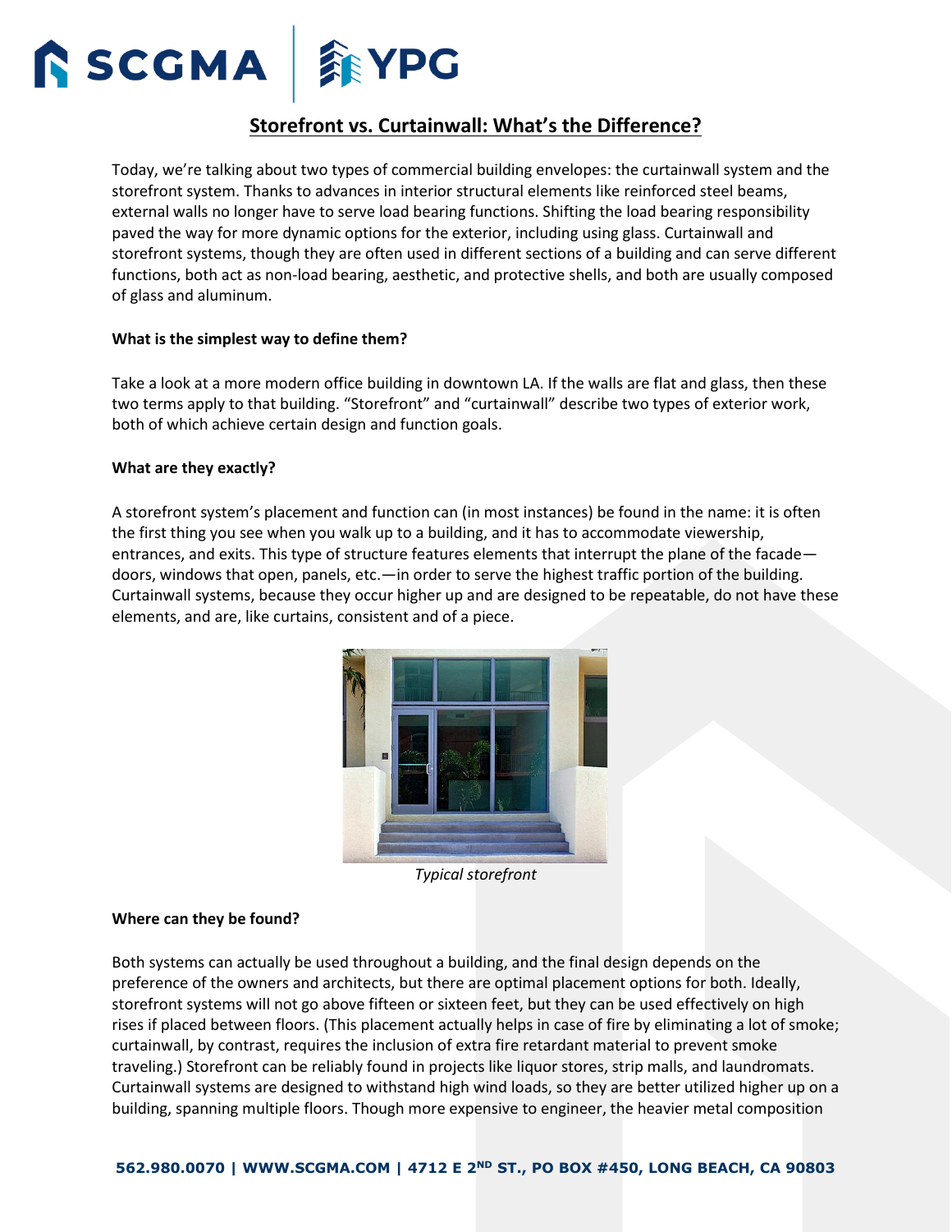# Storefront vs. Curtainwall: What's the Difference?

Today, we're talking about two types of commercial building envelopes: the curtainwall system and the storefront system. Thanks to advances in interior structural elements like reinforced steel beams, external walls no longer have to serve load bearing functions. Shifting the load bearing responsibility paved the way for more dynamic options for the exterior, including using glass. Curtainwall and storefront systems, though they are often used in different sections of a building and can serve different functions, both act as non-load bearing, aesthetic, and protective shells, and both are usually composed of glass and aluminum.

**What is the simplest way to define them?**

Take a look at a more modern office building in downtown LA. If the walls are flat and glass, then these two terms apply to that building. "Storefront" and "curtainwall" describe two types of exterior work, both of which achieve certain design and function goals.

**What are they exactly?**

A storefront system's placement and function can (in most instances) be found in the name: it is often the first thing you see when you walk up to a building, and it has to accommodate viewership, entrances, and exits. This type of structure features elements that interrupt the plane of the facade—doors, windows that open, panels, etc.—in order to serve the highest traffic portion of the building. Curtainwall systems, because they occur higher up and are designed to be repeatable, do not have these elements, and are, like curtains, consistent and of a piece.

*Typical storefront*

**Where can they be found?**

Both systems can actually be used throughout a building, and the final design depends on the preference of the owners and architects, but there are optimal placement options for both. Ideally, storefront systems will not go above fifteen or sixteen feet, but they can be used effectively on high rises if placed between floors. (This placement actually helps in case of fire by eliminating a lot of smoke; curtainwall, by contrast, requires the inclusion of extra fire retardant material to prevent smoke traveling.) Storefront can be reliably found in projects like liquor stores, strip malls, and laundromats. Curtainwall systems are designed to withstand high wind loads, so they are better utilized higher up on a building, spanning multiple floors. Though more expensive to engineer, the heavier metal composition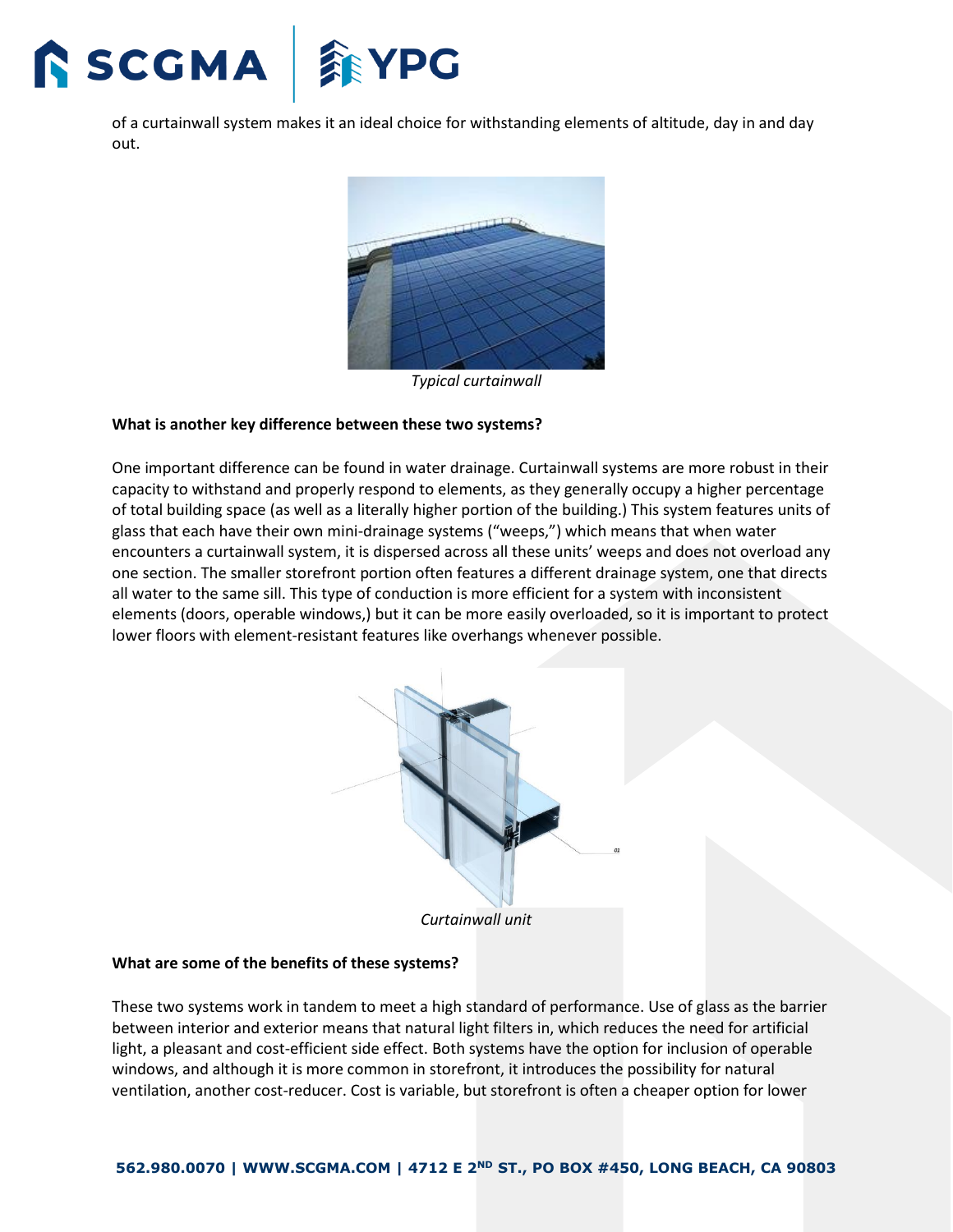of a curtainwall system makes it an ideal choice for withstanding elements of altitude, day in and day out.

*Typical curtainwall*

**What is another key difference between these two systems?**

One important difference can be found in water drainage. Curtainwall systems are more robust in their capacity to withstand and properly respond to elements, as they generally occupy a higher percentage of total building space (as well as a literally higher portion of the building.) This system features units of glass that each have their own mini-drainage systems ("weeps,") which means that when water encounters a curtainwall system, it is dispersed across all these units' weeps and does not overload any one section. The smaller storefront portion often features a different drainage system, one that directs all water to the same sill. This type of conduction is more efficient for a system with inconsistent elements (doors, operable windows,) but it can be more easily overloaded, so it is important to protect lower floors with element-resistant features like overhangs whenever possible.

*Curtainwall unit*

**What are some of the benefits of these systems?**

These two systems work in tandem to meet a high standard of performance. Use of glass as the barrier between interior and exterior means that natural light filters in, which reduces the need for artificial light, a pleasant and cost-efficient side effect. Both systems have the option for inclusion of operable windows, and although it is more common in storefront, it introduces the possibility for natural ventilation, another cost-reducer. Cost is variable, but storefront is often a cheaper option for lower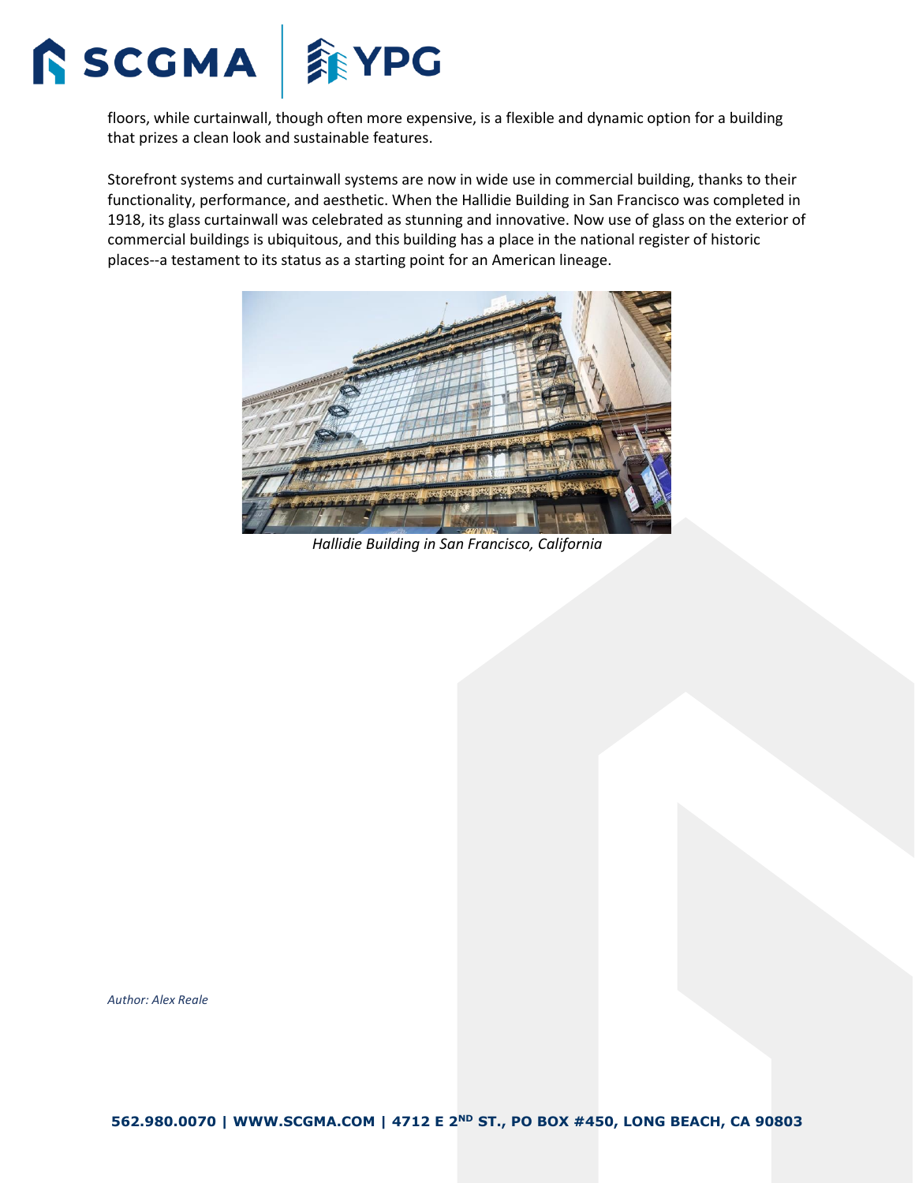floors, while curtainwall, though often more expensive, is a flexible and dynamic option for a building that prizes a clean look and sustainable features.

Storefront systems and curtainwall systems are now in wide use in commercial building, thanks to their functionality, performance, and aesthetic. When the Hallidie Building in San Francisco was completed in 1918, its glass curtainwall was celebrated as stunning and innovative. Now use of glass on the exterior of commercial buildings is ubiquitous, and this building has a place in the national register of historic places--a testament to its status as a starting point for an American lineage.

*Hallidie Building in San Francisco, California*

*Author: Alex Reale*